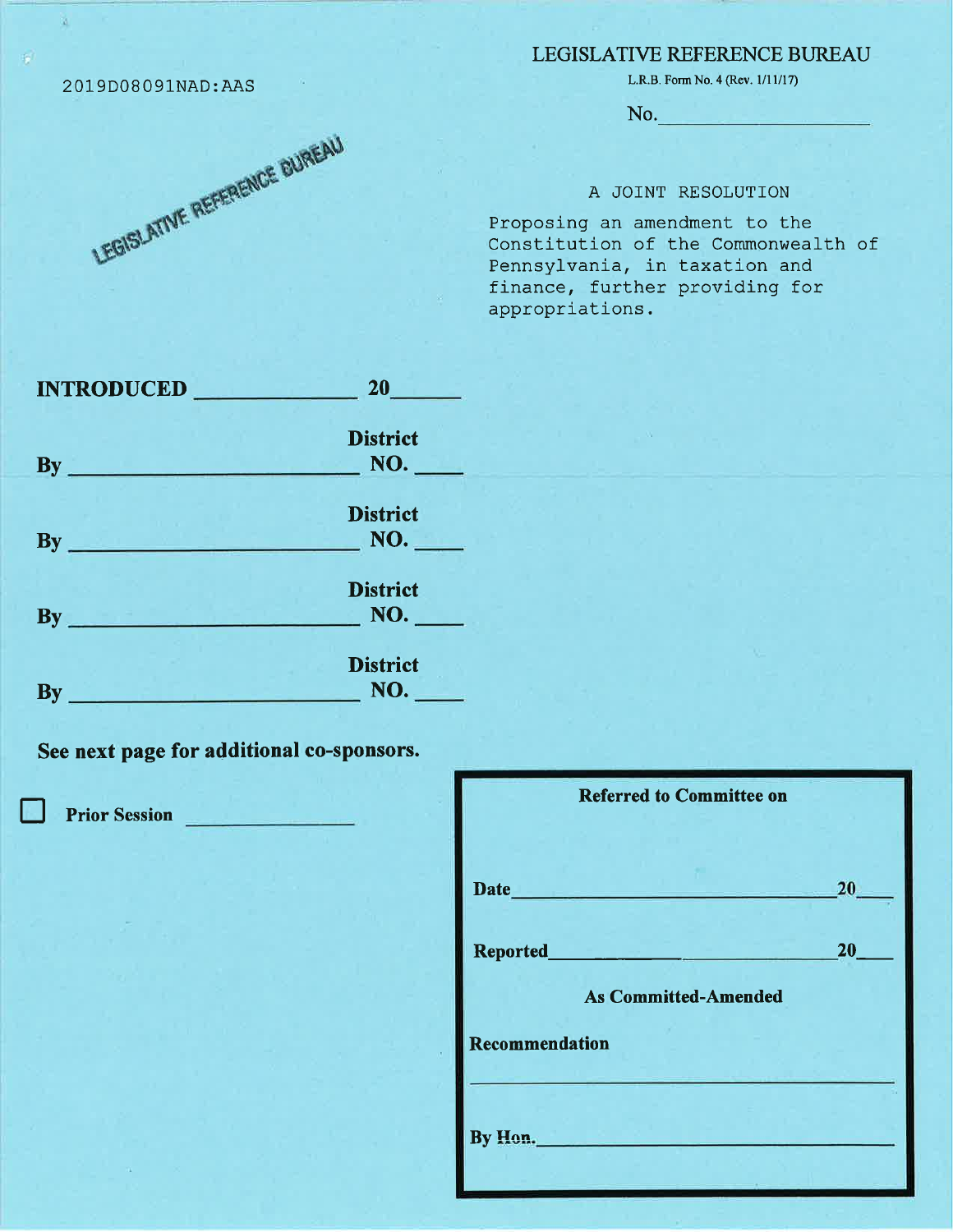2019D08091NAD:AAS

LEGISLATIVE REFERENCE BUREAU

## LEGISLATIVE REFERENCE BUREAU

L.R.B. Form No. 4 (Rev. 1/11/17)

No. ____________________

A JOINT RESOLUTION

Proposing an amendment to the Constitution of the Commonwealth of Pennsylvania, in taxation and finance, further providing for appropriations.

**INTRODUCED** ______________ **20**______

**By** __________________________ **District NO.** ____

**By** __________________________ **District NO.** ____

**By** __________________________ **District NO.** ____

**By** __________________________ **District NO.** ____

**See next page for additional co-sponsors.**

☐ **Prior Session** ______________

**Referred to Committee on**

**Date** ______________________________ **20**____

**Reported** ___________________________ **20**____

**As Committed-Amended**

**Recommendation**

______________________________________

**By Hon.** ______________________________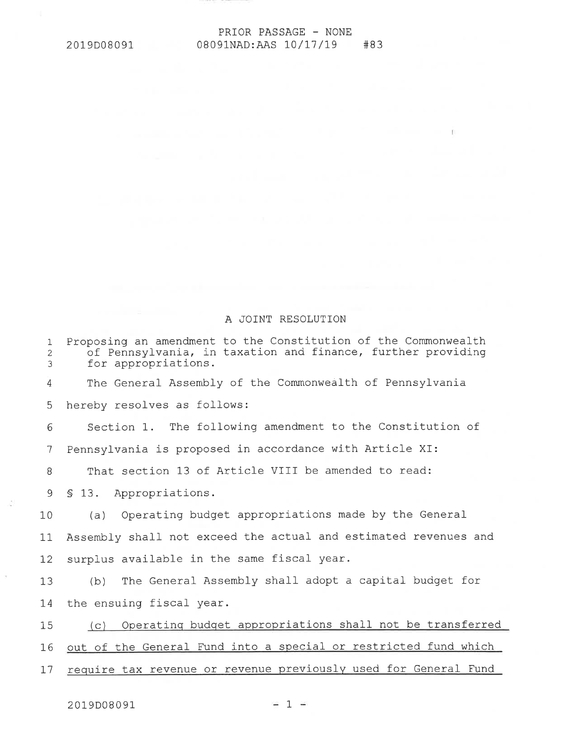PRIOR PASSAGE - NONE

2019D08091 08091NAD:AAS 10/17/19 #83

A JOINT RESOLUTION

Proposing an amendment to the Constitution of the Commonwealth of Pennsylvania, in taxation and finance, further providing for appropriations.

The General Assembly of the Commonwealth of Pennsylvania hereby resolves as follows:

Section 1. The following amendment to the Constitution of Pennsylvania is proposed in accordance with Article XI:

That section 13 of Article VIII be amended to read:

§ 13. Appropriations.

(a) Operating budget appropriations made by the General Assembly shall not exceed the actual and estimated revenues and surplus available in the same fiscal year.

(b) The General Assembly shall adopt a capital budget for the ensuing fiscal year.

<u>(c) Operating budget appropriations shall not be transferred out of the General Fund into a special or restricted fund which require tax revenue or revenue previously used for General Fund</u>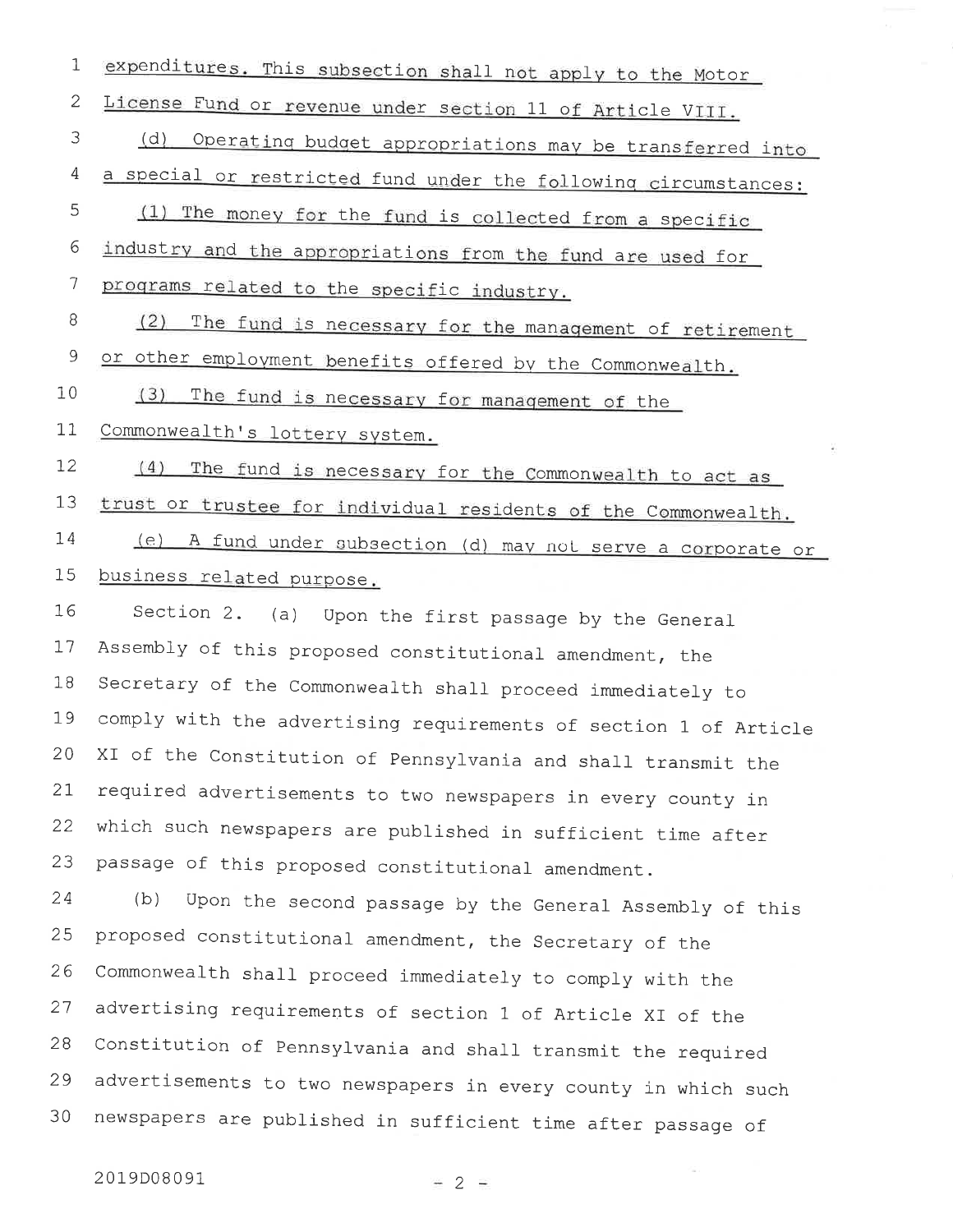expenditures. This subsection shall not apply to the Motor License Fund or revenue under section 11 of Article VIII.

(d) Operating budget appropriations may be transferred into a special or restricted fund under the following circumstances:

(1) The money for the fund is collected from a specific industry and the appropriations from the fund are used for programs related to the specific industry.

(2) The fund is necessary for the management of retirement or other employment benefits offered by the Commonwealth.

(3) The fund is necessary for management of the Commonwealth's lottery system.

(4) The fund is necessary for the Commonwealth to act as trust or trustee for individual residents of the Commonwealth.

(e) A fund under subsection (d) may not serve a corporate or business related purpose.

Section 2. (a) Upon the first passage by the General Assembly of this proposed constitutional amendment, the Secretary of the Commonwealth shall proceed immediately to comply with the advertising requirements of section 1 of Article XI of the Constitution of Pennsylvania and shall transmit the required advertisements to two newspapers in every county in which such newspapers are published in sufficient time after passage of this proposed constitutional amendment.

(b) Upon the second passage by the General Assembly of this proposed constitutional amendment, the Secretary of the Commonwealth shall proceed immediately to comply with the advertising requirements of section 1 of Article XI of the Constitution of Pennsylvania and shall transmit the required advertisements to two newspapers in every county in which such newspapers are published in sufficient time after passage of

2019D08091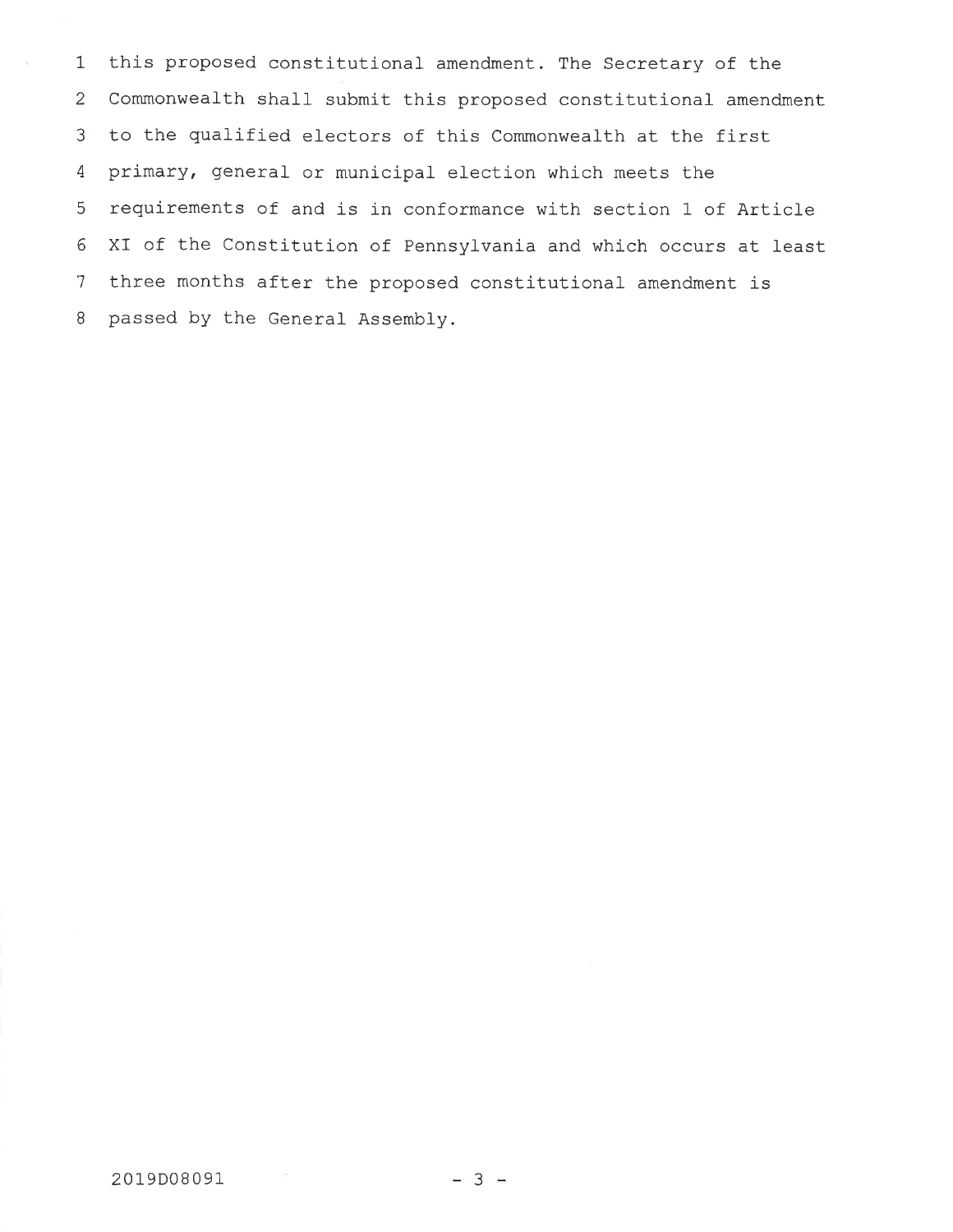this proposed constitutional amendment. The Secretary of the Commonwealth shall submit this proposed constitutional amendment to the qualified electors of this Commonwealth at the first primary, general or municipal election which meets the requirements of and is in conformance with section 1 of Article XI of the Constitution of Pennsylvania and which occurs at least three months after the proposed constitutional amendment is passed by the General Assembly.